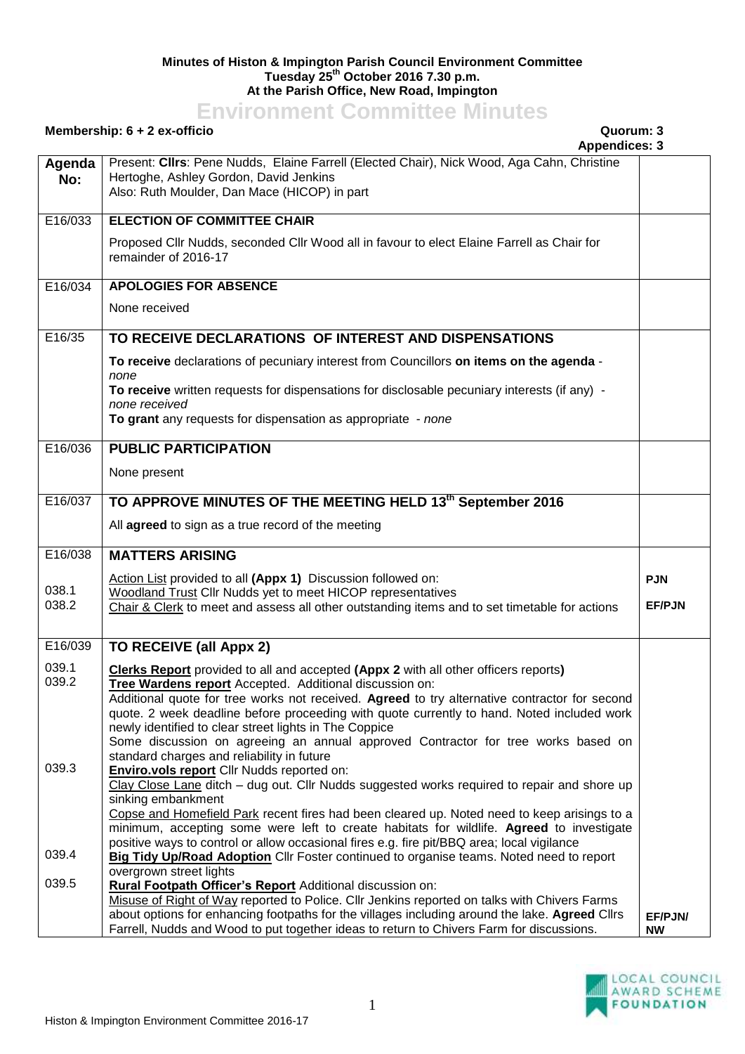**Minutes of Histon & Impington Parish Council Environment Committee**
**Tuesday 25th October 2016 7.30 p.m.**
**At the Parish Office, New Road, Impington**

# Environment Committee Minutes

**Membership: 6 + 2 ex-officio** **Quorum: 3**
**Appendices: 3**

| Agenda No: | Present: **Cllrs**: Pene Nudds, Elaine Farrell (Elected Chair), Nick Wood, Aga Cahn, Christine Hertoghe, Ashley Gordon, David Jenkins<br>Also: Ruth Moulder, Dan Mace (HICOP) in part | |
|---|---|---|
| E16/033 | **ELECTION OF COMMITTEE CHAIR**<br>Proposed Cllr Nudds, seconded Cllr Wood all in favour to elect Elaine Farrell as Chair for remainder of 2016-17 | |
| E16/034 | **APOLOGIES FOR ABSENCE**<br>None received | |
| E16/35 | **TO RECEIVE DECLARATIONS OF INTEREST AND DISPENSATIONS**<br>**To receive** declarations of pecuniary interest from Councillors **on items on the agenda** - *none*<br>**To receive** written requests for dispensations for disclosable pecuniary interests (if any) - *none received*<br>**To grant** any requests for dispensation as appropriate - *none* | |
| E16/036 | **PUBLIC PARTICIPATION**<br>None present | |
| E16/037 | **TO APPROVE MINUTES OF THE MEETING HELD 13th September 2016**<br>All **agreed** to sign as a true record of the meeting | |
| E16/038 | **MATTERS ARISING** | |
| | Action List provided to all **(Appx 1)** Discussion followed on: | |
| 038.1 | Woodland Trust Cllr Nudds yet to meet HICOP representatives | **PJN** |
| 038.2 | Chair & Clerk to meet and assess all other outstanding items and to set timetable for actions | **EF/PJN** |
| E16/039 | **TO RECEIVE (all Appx 2)** | |
| 039.1 | **Clerks Report** provided to all and accepted **(Appx 2** with all other officers reports**)** | |
| 039.2 | **Tree Wardens report** Accepted. Additional discussion on:<br>Additional quote for tree works not received. **Agreed** to try alternative contractor for second quote. 2 week deadline before proceeding with quote currently to hand. Noted included work newly identified to clear street lights in The Coppice<br>Some discussion on agreeing an annual approved Contractor for tree works based on standard charges and reliability in future | |
| 039.3 | **Enviro.vols report** Cllr Nudds reported on:<br>Clay Close Lane ditch – dug out. Cllr Nudds suggested works required to repair and shore up sinking embankment<br>Copse and Homefield Park recent fires had been cleared up. Noted need to keep arisings to a minimum, accepting some were left to create habitats for wildlife. **Agreed** to investigate positive ways to control or allow occasional fires e.g. fire pit/BBQ area; local vigilance | |
| 039.4 | **Big Tidy Up/Road Adoption** Cllr Foster continued to organise teams. Noted need to report overgrown street lights | |
| 039.5 | **Rural Footpath Officer's Report** Additional discussion on:<br>Misuse of Right of Way reported to Police. Cllr Jenkins reported on talks with Chivers Farms about options for enhancing footpaths for the villages including around the lake. **Agreed** Cllrs Farrell, Nudds and Wood to put together ideas to return to Chivers Farm for discussions. | **EF/PJN/ NW** |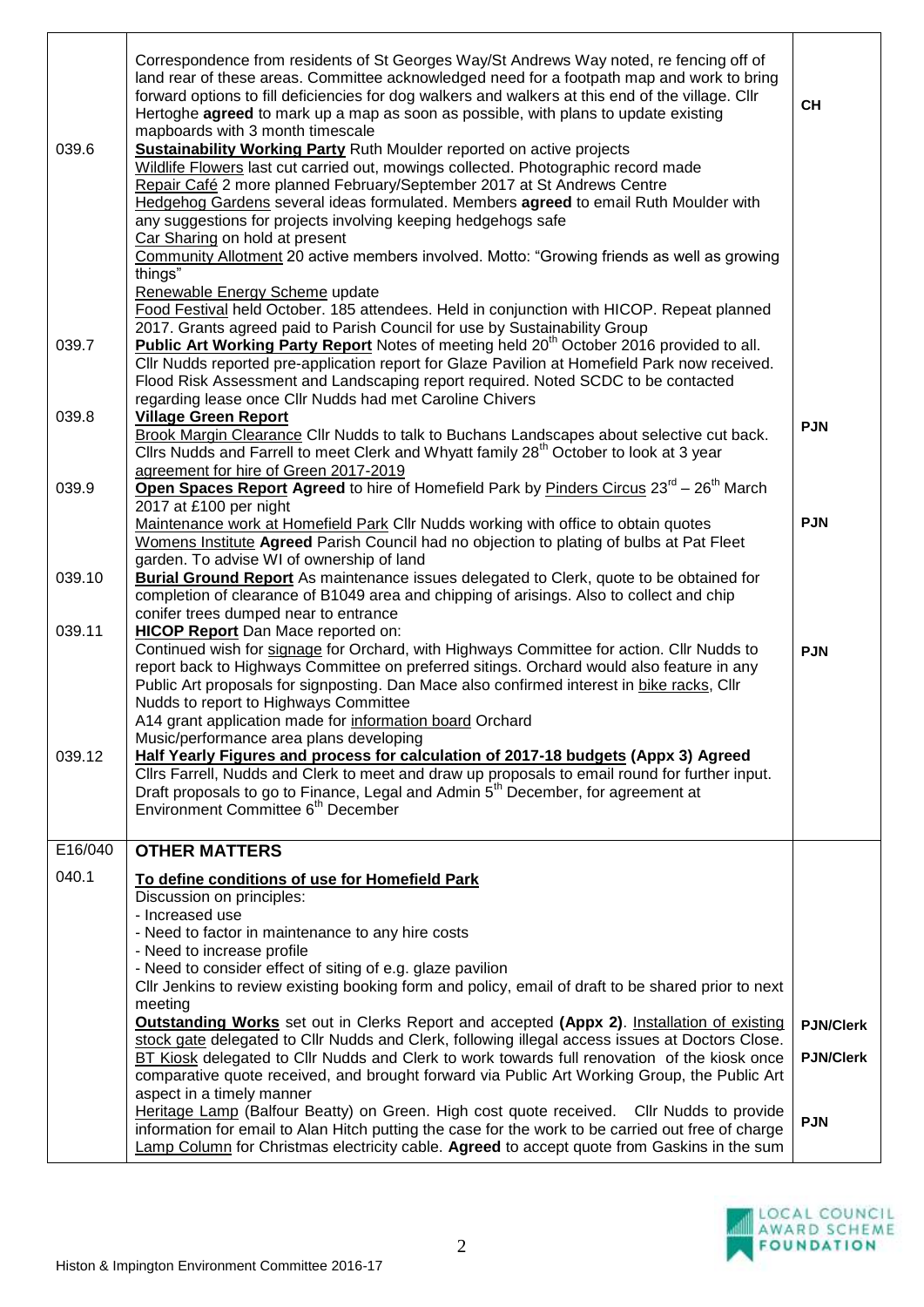| | | |
|---|---|---|
| | Correspondence from residents of St Georges Way/St Andrews Way noted, re fencing off of land rear of these areas. Committee acknowledged need for a footpath map and work to bring forward options to fill deficiencies for dog walkers and walkers at this end of the village. Cllr Hertoghe **agreed** to mark up a map as soon as possible, with plans to update existing mapboards with 3 month timescale | CH |
| 039.6 | **Sustainability Working Party** Ruth Moulder reported on active projects<br>Wildlife Flowers last cut carried out, mowings collected. Photographic record made<br>Repair Café 2 more planned February/September 2017 at St Andrews Centre<br>Hedgehog Gardens several ideas formulated. Members **agreed** to email Ruth Moulder with any suggestions for projects involving keeping hedgehogs safe<br>Car Sharing on hold at present<br>Community Allotment 20 active members involved. Motto: "Growing friends as well as growing things"<br>Renewable Energy Scheme update<br>Food Festival held October. 185 attendees. Held in conjunction with HICOP. Repeat planned 2017. Grants agreed paid to Parish Council for use by Sustainability Group | |
| 039.7 | **Public Art Working Party Report** Notes of meeting held 20th October 2016 provided to all. Cllr Nudds reported pre-application report for Glaze Pavilion at Homefield Park now received. Flood Risk Assessment and Landscaping report required. Noted SCDC to be contacted regarding lease once Cllr Nudds had met Caroline Chivers | |
| 039.8 | **Village Green Report**<br>Brook Margin Clearance Cllr Nudds to talk to Buchans Landscapes about selective cut back. Cllrs Nudds and Farrell to meet Clerk and Whyatt family 28th October to look at 3 year agreement for hire of Green 2017-2019 | PJN |
| 039.9 | **Open Spaces Report Agreed** to hire of Homefield Park by Pinders Circus 23rd – 26th March 2017 at £100 per night<br>Maintenance work at Homefield Park Cllr Nudds working with office to obtain quotes<br>Womens Institute **Agreed** Parish Council had no objection to plating of bulbs at Pat Fleet garden. To advise WI of ownership of land | PJN |
| 039.10 | **Burial Ground Report** As maintenance issues delegated to Clerk, quote to be obtained for completion of clearance of B1049 area and chipping of arisings. Also to collect and chip conifer trees dumped near to entrance | |
| 039.11 | **HICOP Report** Dan Mace reported on:<br>Continued wish for signage for Orchard, with Highways Committee for action. Cllr Nudds to report back to Highways Committee on preferred sitings. Orchard would also feature in any Public Art proposals for signposting. Dan Mace also confirmed interest in bike racks, Cllr Nudds to report to Highways Committee<br>A14 grant application made for information board Orchard<br>Music/performance area plans developing | PJN |
| 039.12 | **Half Yearly Figures and process for calculation of 2017-18 budgets (Appx 3) Agreed**<br>Cllrs Farrell, Nudds and Clerk to meet and draw up proposals to email round for further input. Draft proposals to go to Finance, Legal and Admin 5th December, for agreement at Environment Committee 6th December | |
| E16/040 | **OTHER MATTERS** | |
| 040.1 | **To define conditions of use for Homefield Park**<br>Discussion on principles:<br>- Increased use<br>- Need to factor in maintenance to any hire costs<br>- Need to increase profile<br>- Need to consider effect of siting of e.g. glaze pavilion<br>Cllr Jenkins to review existing booking form and policy, email of draft to be shared prior to next meeting<br>**Outstanding Works** set out in Clerks Report and accepted **(Appx 2)**. Installation of existing stock gate delegated to Cllr Nudds and Clerk, following illegal access issues at Doctors Close.<br>BT Kiosk delegated to Cllr Nudds and Clerk to work towards full renovation of the kiosk once comparative quote received, and brought forward via Public Art Working Group, the Public Art aspect in a timely manner<br>Heritage Lamp (Balfour Beatty) on Green. High cost quote received. Cllr Nudds to provide information for email to Alan Hitch putting the case for the work to be carried out free of charge<br>Lamp Column for Christmas electricity cable. **Agreed** to accept quote from Gaskins in the sum | PJN/Clerk<br>PJN/Clerk<br>PJN |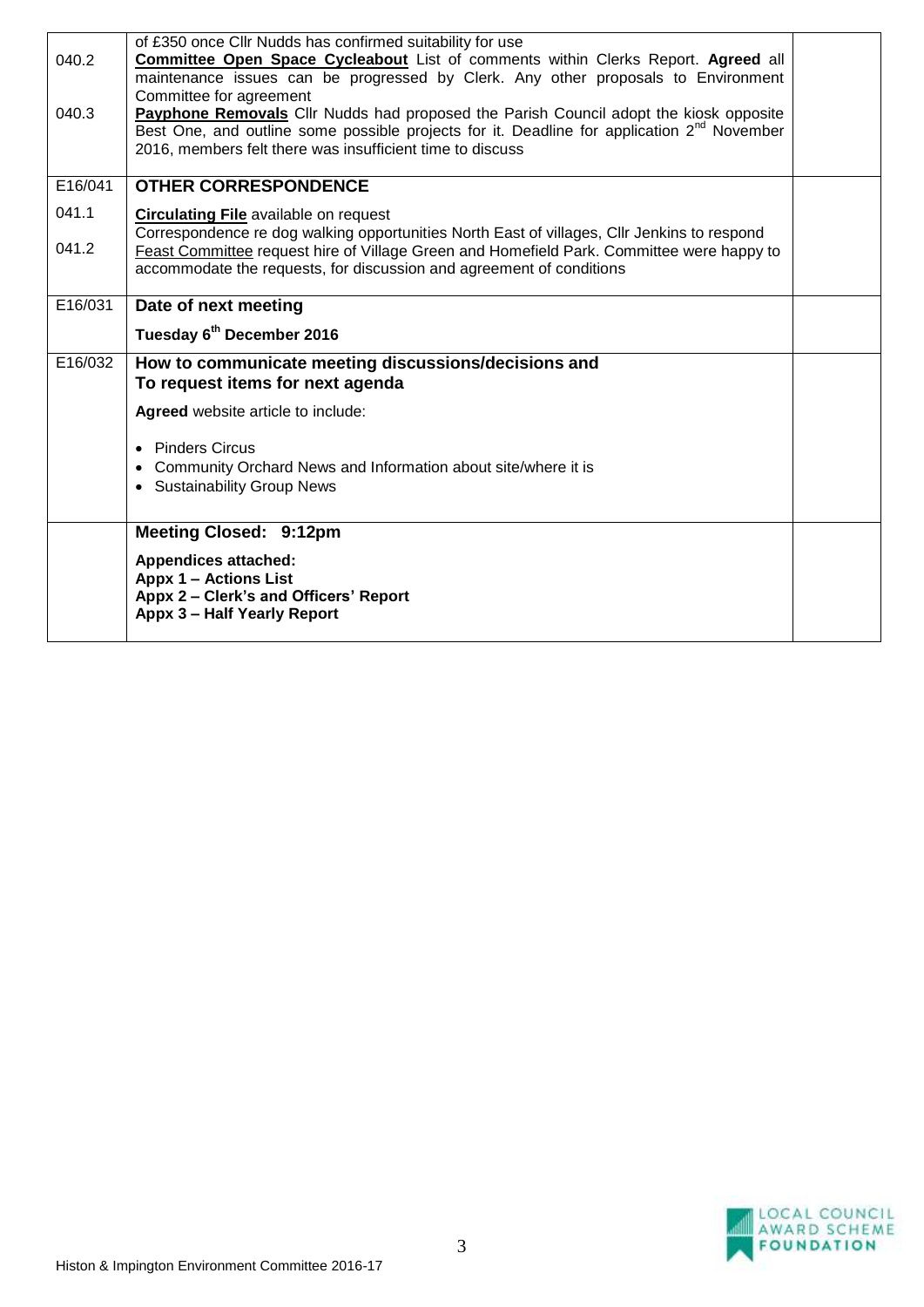| | | |
|---|---|---|
| 040.2 | of £350 once Cllr Nudds has confirmed suitability for use<br>**Committee Open Space Cycleabout** List of comments within Clerks Report. **Agreed** all maintenance issues can be progressed by Clerk. Any other proposals to Environment Committee for agreement | |
| 040.3 | **Payphone Removals** Cllr Nudds had proposed the Parish Council adopt the kiosk opposite Best One, and outline some possible projects for it. Deadline for application 2nd November 2016, members felt there was insufficient time to discuss | |
| E16/041 | **OTHER CORRESPONDENCE** | |
| 041.1 | **Circulating File** available on request<br>Correspondence re dog walking opportunities North East of villages, Cllr Jenkins to respond | |
| 041.2 | Feast Committee request hire of Village Green and Homefield Park. Committee were happy to accommodate the requests, for discussion and agreement of conditions | |
| E16/031 | **Date of next meeting**<br>**Tuesday 6th December 2016** | |
| E16/032 | **How to communicate meeting discussions/decisions and To request items for next agenda**<br>**Agreed** website article to include:<br>• Pinders Circus<br>• Community Orchard News and Information about site/where it is<br>• Sustainability Group News | |
| | **Meeting Closed: 9:12pm**<br>**Appendices attached:**<br>**Appx 1 – Actions List**<br>**Appx 2 – Clerk's and Officers' Report**<br>**Appx 3 – Half Yearly Report** | |